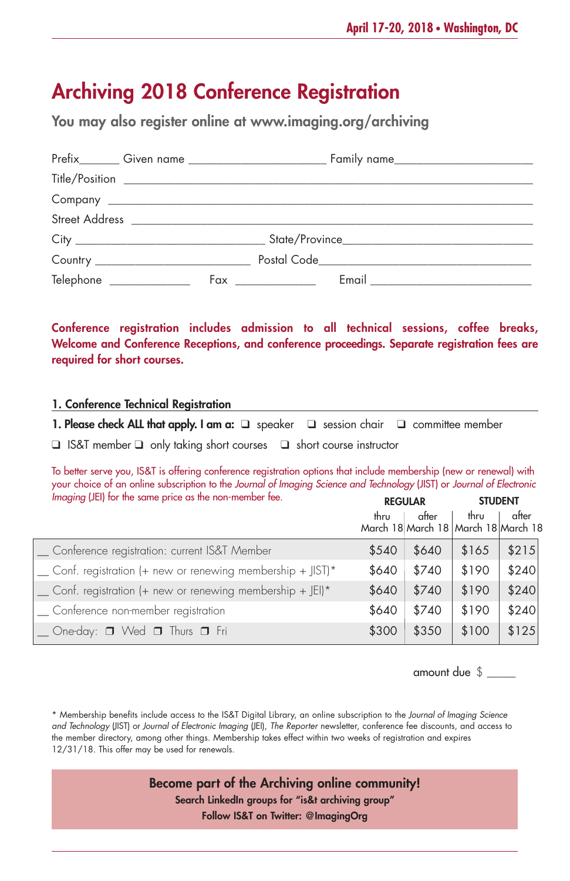# Archiving 2018 Conference Registration

## You may also register online at www.imaging.org/archiving

Prefix______ Given name ______________________ Family name______________________

Title/Position ________________________________________________________________

Company ____________________________________________________________________

Street Address _______________________________________________________________

City _____________________________ State/Province______________________________

Country ________________________ Postal Code__________________________________

Telephone ____________ Fax ____________ Email _________________________

**Conference registration includes admission to all technical sessions, coffee breaks, Welcome and Conference Receptions, and conference proceedings. Separate registration fees are required for short courses.**

### 1. Conference Technical Registration

**1. Please check ALL that apply. I am a:** ❑ speaker ❑ session chair ❑ committee member

❑ IS&T member ❑ only taking short courses ❑ short course instructor

To better serve you, IS&T is offering conference registration options that include membership (new or renewal) with your choice of an online subscription to the *Journal of Imaging Science and Technology* (JIST) or *Journal of Electronic Imaging* (JEI) for the same price as the non-member fee.

| | REGULAR | | STUDENT | |
|---|---|---|---|---|
| | thru March 18 | after March 18 | thru March 18 | after March 18 |
| __ Conference registration: current IS&T Member | $540 | $640 | $165 | $215 |
| __ Conf. registration (+ new or renewing membership + JIST)* | $640 | $740 | $190 | $240 |
| __ Conf. registration (+ new or renewing membership + JEI)* | $640 | $740 | $190 | $240 |
| __ Conference non-member registration | $640 | $740 | $190 | $240 |
| __ One-day: ❒ Wed ❒ Thurs ❒ Fri | $300 | $350 | $100 | $125 |

amount due $ _____

* Membership benefits include access to the IS&T Digital Library, an online subscription to the *Journal of Imaging Science and Technology* (JIST) or *Journal of Electronic Imaging* (JEI), *The Reporter* newsletter, conference fee discounts, and access to the member directory, among other things. Membership takes effect within two weeks of registration and expires 12/31/18. This offer may be used for renewals.

**Become part of the Archiving online community!**
**Search LinkedIn groups for "is&t archiving group"**
**Follow IS&T on Twitter: @ImagingOrg**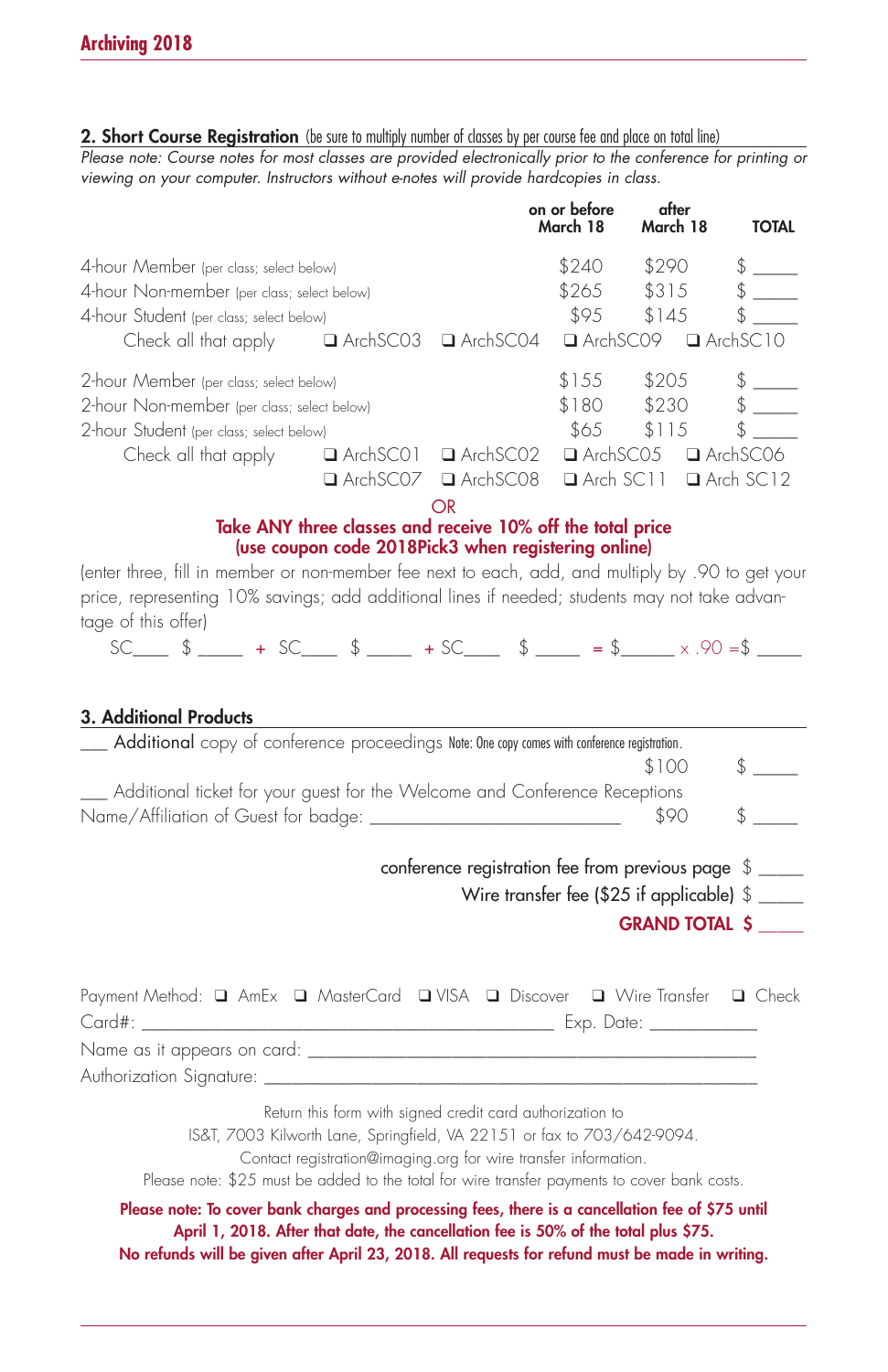## 2. Short Course Registration (be sure to multiply number of classes by per course fee and place on total line)

*Please note: Course notes for most classes are provided electronically prior to the conference for printing or viewing on your computer. Instructors without e-notes will provide hardcopies in class.*

| | on or before March 18 | after March 18 | TOTAL |
|---|---|---|---|
| 4-hour Member (per class; select below) | $240 | $290 | $ _____ |
| 4-hour Non-member (per class; select below) | $265 | $315 | $ _____ |
| 4-hour Student (per class; select below) | $95 | $145 | $ _____ |

Check all that apply ❑ ArchSC03 ❑ ArchSC04 ❑ ArchSC09 ❑ ArchSC10

| | on or before March 18 | after March 18 | TOTAL |
|---|---|---|---|
| 2-hour Member (per class; select below) | $155 | $205 | $ _____ |
| 2-hour Non-member (per class; select below) | $180 | $230 | $ _____ |
| 2-hour Student (per class; select below) | $65 | $115 | $ _____ |

Check all that apply ❑ ArchSC01 ❑ ArchSC02 ❑ ArchSC05 ❑ ArchSC06
❑ ArchSC07 ❑ ArchSC08 ❑ Arch SC11 ❑ Arch SC12

OR

**Take ANY three classes and receive 10% off the total price**
**(use coupon code 2018Pick3 when registering online)**

(enter three, fill in member or non-member fee next to each, add, and multiply by .90 to get your price, representing 10% savings; add additional lines if needed; students may not take advantage of this offer)

SC____ $ _____ + SC____ $ _____ + SC____ $ _____ = $______ x .90 =$ _____

## 3. Additional Products

___ Additional copy of conference proceedings Note: One copy comes with conference registration. $100 $ _____

___ Additional ticket for your guest for the Welcome and Conference Receptions
Name/Affiliation of Guest for badge: ____________________________ $90 $ _____

conference registration fee from previous page $ _____

Wire transfer fee ($25 if applicable) $ _____

**GRAND TOTAL $ _____**

Payment Method: ❑ AmEx ❑ MasterCard ❑ VISA ❑ Discover ❑ Wire Transfer ❑ Check

Card#: ____________________________________________ Exp. Date: ___________

Name as it appears on card: ________________________________________________

Authorization Signature: ___________________________________________________

Return this form with signed credit card authorization to
IS&T, 7003 Kilworth Lane, Springfield, VA 22151 or fax to 703/642-9094.
Contact registration@imaging.org for wire transfer information.
Please note: $25 must be added to the total for wire transfer payments to cover bank costs.

**Please note: To cover bank charges and processing fees, there is a cancellation fee of $75 until April 1, 2018. After that date, the cancellation fee is 50% of the total plus $75. No refunds will be given after April 23, 2018. All requests for refund must be made in writing.**